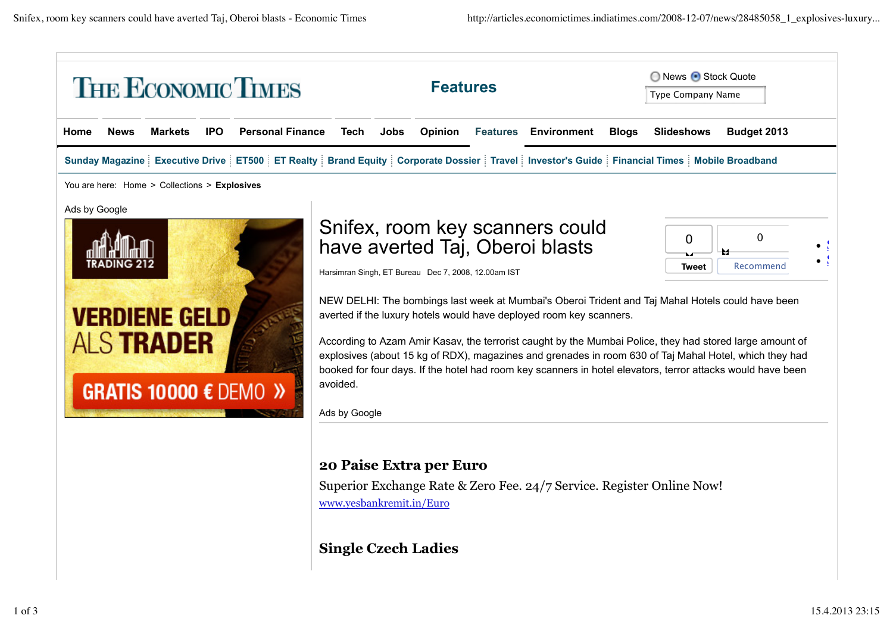# Snifex, room key scanners could have averted Taj, Oberoi blasts

Harsimran Singh, ET Bureau Dec 7, 2008, 12.00am IST

NEW DELHI: The bombings last week at Mumbai's Oberoi Trident and Taj Mahal Hotels could have been averted if the luxury hotels would have deployed room key scanners.

According to Azam Amir Kasav, the terrorist caught by the Mumbai Police, they had stored large amount of explosives (about 15 kg of RDX), magazines and grenades in room 630 of Taj Mahal Hotel, which they had booked for four days. If the hotel had room key scanners in hotel elevators, terror attacks would have been avoided.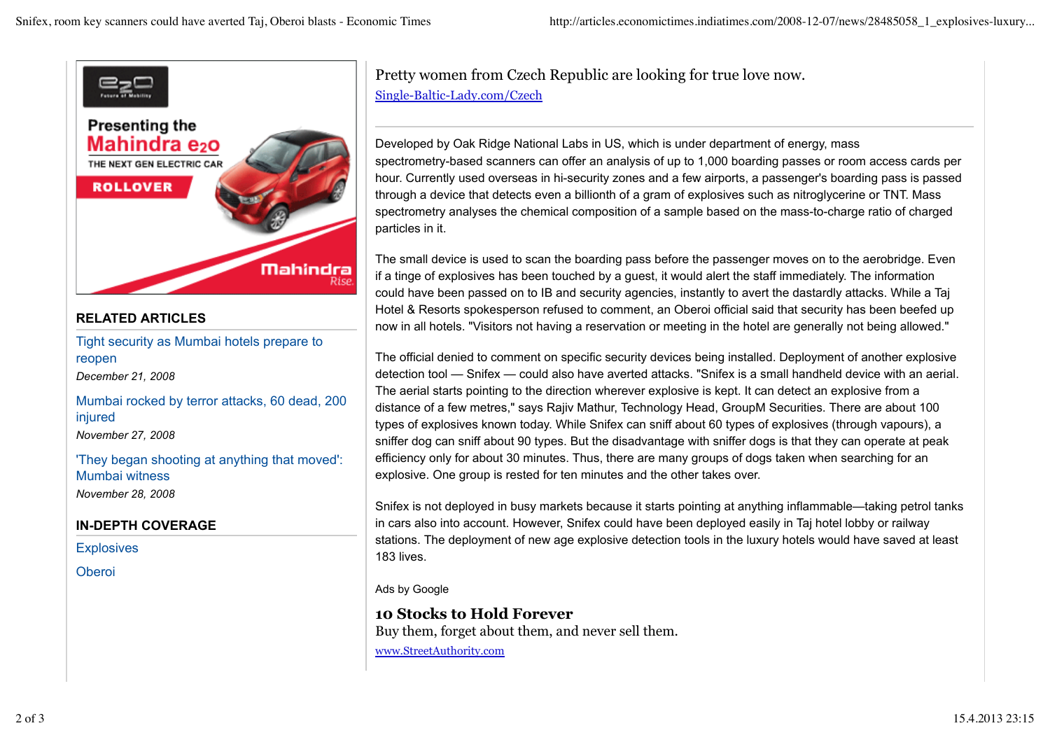Pretty women from Czech Republic are looking for true love now.
Single-Baltic-Lady.com/Czech

Developed by Oak Ridge National Labs in US, which is under department of energy, mass spectrometry-based scanners can offer an analysis of up to 1,000 boarding passes or room access cards per hour. Currently used overseas in hi-security zones and a few airports, a passenger's boarding pass is passed through a device that detects even a billionth of a gram of explosives such as nitroglycerine or TNT. Mass spectrometry analyses the chemical composition of a sample based on the mass-to-charge ratio of charged particles in it.

The small device is used to scan the boarding pass before the passenger moves on to the aerobridge. Even if a tinge of explosives has been touched by a guest, it would alert the staff immediately. The information could have been passed on to IB and security agencies, instantly to avert the dastardly attacks. While a Taj Hotel & Resorts spokesperson refused to comment, an Oberoi official said that security has been beefed up now in all hotels. "Visitors not having a reservation or meeting in the hotel are generally not being allowed."

The official denied to comment on specific security devices being installed. Deployment of another explosive detection tool — Snifex — could also have averted attacks. "Snifex is a small handheld device with an aerial. The aerial starts pointing to the direction wherever explosive is kept. It can detect an explosive from a distance of a few metres," says Rajiv Mathur, Technology Head, GroupM Securities. There are about 100 types of explosives known today. While Snifex can sniff about 60 types of explosives (through vapours), a sniffer dog can sniff about 90 types. But the disadvantage with sniffer dogs is that they can operate at peak efficiency only for about 30 minutes. Thus, there are many groups of dogs taken when searching for an explosive. One group is rested for ten minutes and the other takes over.

Snifex is not deployed in busy markets because it starts pointing at anything inflammable—taking petrol tanks in cars also into account. However, Snifex could have been deployed easily in Taj hotel lobby or railway stations. The deployment of new age explosive detection tools in the luxury hotels would have saved at least 183 lives.

Ads by Google

**10 Stocks to Hold Forever**
Buy them, forget about them, and never sell them.
www.StreetAuthority.com

Presenting the Mahindra e2o
THE NEXT GEN ELECTRIC CAR
ROLLOVER
Mahindra Rise.

## RELATED ARTICLES

Tight security as Mumbai hotels prepare to reopen
*December 21, 2008*

Mumbai rocked by terror attacks, 60 dead, 200 injured
*November 27, 2008*

'They began shooting at anything that moved': Mumbai witness
*November 28, 2008*

## IN-DEPTH COVERAGE

Explosives

Oberoi